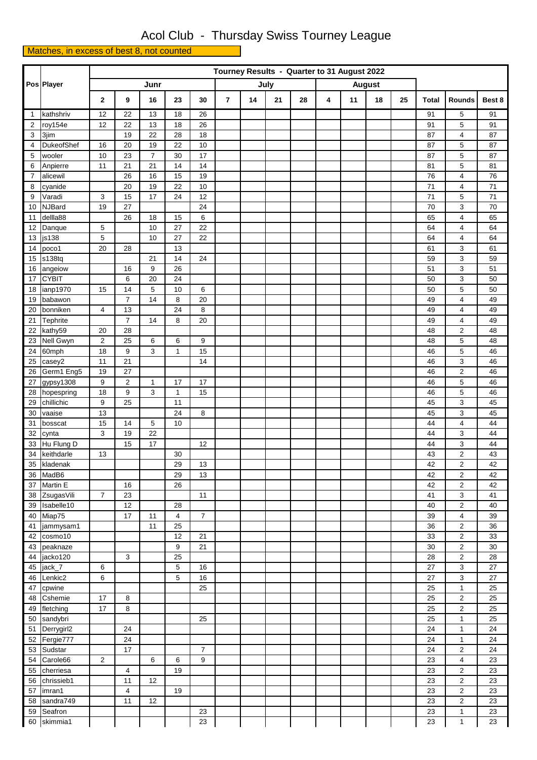# Acol Club - Thursday Swiss Tourney League

Matches, in excess of best 8, not counted

| Pos | Player | Tourney Results - Quarter to 31 August 2022 | | | | | | | | | | | | | | | |
|---|---|---|---|---|---|---|---|---|---|---|---|---|---|---|---|---|---|
| | | Junr | | | | | July | | | | August | | | | | | |
| | | 2 | 9 | 16 | 23 | 30 | 7 | 14 | 21 | 28 | 4 | 11 | 18 | 25 | Total | Rounds | Best 8 |
| 1 | kathshriv | 12 | 22 | 13 | 18 | 26 | | | | | | | | | 91 | 5 | 91 |
| 2 | roy154e | 12 | 22 | 13 | 18 | 26 | | | | | | | | | 91 | 5 | 91 |
| 3 | 3jim | | 19 | 22 | 28 | 18 | | | | | | | | | 87 | 4 | 87 |
| 4 | DukeofShef | 16 | 20 | 19 | 22 | 10 | | | | | | | | | 87 | 5 | 87 |
| 5 | wooler | 10 | 23 | 7 | 30 | 17 | | | | | | | | | 87 | 5 | 87 |
| 6 | Anpierre | 11 | 21 | 21 | 14 | 14 | | | | | | | | | 81 | 5 | 81 |
| 7 | alicewil | | 26 | 16 | 15 | 19 | | | | | | | | | 76 | 4 | 76 |
| 8 | cyanide | | 20 | 19 | 22 | 10 | | | | | | | | | 71 | 4 | 71 |
| 9 | Varadi | 3 | 15 | 17 | 24 | 12 | | | | | | | | | 71 | 5 | 71 |
| 10 | NJBard | 19 | 27 | | | 24 | | | | | | | | | 70 | 3 | 70 |
| 11 | dellla88 | | 26 | 18 | 15 | 6 | | | | | | | | | 65 | 4 | 65 |
| 12 | Danque | 5 | | 10 | 27 | 22 | | | | | | | | | 64 | 4 | 64 |
| 13 | js138 | 5 | | 10 | 27 | 22 | | | | | | | | | 64 | 4 | 64 |
| 14 | poco1 | 20 | 28 | | | 13 | | | | | | | | | 61 | 3 | 61 |
| 15 | s138tq | | | 21 | 14 | 24 | | | | | | | | | 59 | 3 | 59 |
| 16 | angeiow | | 16 | 9 | 26 | | | | | | | | | | 51 | 3 | 51 |
| 17 | CYBIT | | 6 | 20 | 24 | | | | | | | | | | 50 | 3 | 50 |
| 18 | ianp1970 | 15 | 14 | 5 | 10 | 6 | | | | | | | | | 50 | 5 | 50 |
| 19 | babawon | | 7 | 14 | 8 | 20 | | | | | | | | | 49 | 4 | 49 |
| 20 | bonniken | 4 | 13 | | 24 | 8 | | | | | | | | | 49 | 4 | 49 |
| 21 | Tephrite | | 7 | 14 | 8 | 20 | | | | | | | | | 49 | 4 | 49 |
| 22 | kathy59 | 20 | 28 | | | | | | | | | | | | 48 | 2 | 48 |
| 23 | Nell Gwyn | 2 | 25 | 6 | 6 | 9 | | | | | | | | | 48 | 5 | 48 |
| 24 | 60mph | 18 | 9 | 3 | 1 | 15 | | | | | | | | | 46 | 5 | 46 |
| 25 | casey2 | 11 | 21 | | | 14 | | | | | | | | | 46 | 3 | 46 |
| 26 | Germ1 Eng5 | 19 | 27 | | | | | | | | | | | | 46 | 2 | 46 |
| 27 | gypsy1308 | 9 | 2 | 1 | 17 | 17 | | | | | | | | | 46 | 5 | 46 |
| 28 | hopespring | 18 | 9 | 3 | 1 | 15 | | | | | | | | | 46 | 5 | 46 |
| 29 | chillichic | 9 | 25 | | 11 | | | | | | | | | | 45 | 3 | 45 |
| 30 | vaaise | 13 | | | 24 | 8 | | | | | | | | | 45 | 3 | 45 |
| 31 | bosscat | 15 | 14 | 5 | 10 | | | | | | | | | | 44 | 4 | 44 |
| 32 | cynta | 3 | 19 | 22 | | | | | | | | | | | 44 | 3 | 44 |
| 33 | Hu Flung D | | 15 | 17 | | 12 | | | | | | | | | 44 | 3 | 44 |
| 34 | keithdarle | 13 | | | 30 | | | | | | | | | | 43 | 2 | 43 |
| 35 | kladenak | | | | 29 | 13 | | | | | | | | | 42 | 2 | 42 |
| 36 | MadB6 | | | | 29 | 13 | | | | | | | | | 42 | 2 | 42 |
| 37 | Martin E | | 16 | | 26 | | | | | | | | | | 42 | 2 | 42 |
| 38 | ZsugasVili | 7 | 23 | | | 11 | | | | | | | | | 41 | 3 | 41 |
| 39 | Isabelle10 | | 12 | | 28 | | | | | | | | | | 40 | 2 | 40 |
| 40 | Miap75 | | 17 | 11 | 4 | 7 | | | | | | | | | 39 | 4 | 39 |
| 41 | jammysam1 | | | 11 | 25 | | | | | | | | | | 36 | 2 | 36 |
| 42 | cosmo10 | | | | 12 | 21 | | | | | | | | | 33 | 2 | 33 |
| 43 | peaknaze | | | | 9 | 21 | | | | | | | | | 30 | 2 | 30 |
| 44 | jacko120 | | 3 | | 25 | | | | | | | | | | 28 | 2 | 28 |
| 45 | jack_7 | 6 | | | 5 | 16 | | | | | | | | | 27 | 3 | 27 |
| 46 | Lenkic2 | 6 | | | 5 | 16 | | | | | | | | | 27 | 3 | 27 |
| 47 | cpwine | | | | | 25 | | | | | | | | | 25 | 1 | 25 |
| 48 | Cshemie | 17 | 8 | | | | | | | | | | | | 25 | 2 | 25 |
| 49 | fletching | 17 | 8 | | | | | | | | | | | | 25 | 2 | 25 |
| 50 | sandybri | | | | | 25 | | | | | | | | | 25 | 1 | 25 |
| 51 | Derrygirl2 | | 24 | | | | | | | | | | | | 24 | 1 | 24 |
| 52 | Fergie777 | | 24 | | | | | | | | | | | | 24 | 1 | 24 |
| 53 | Sudstar | | 17 | | | 7 | | | | | | | | | 24 | 2 | 24 |
| 54 | Carole66 | 2 | | 6 | 6 | 9 | | | | | | | | | 23 | 4 | 23 |
| 55 | cherriesa | | 4 | | 19 | | | | | | | | | | 23 | 2 | 23 |
| 56 | chrissieb1 | | 11 | 12 | | | | | | | | | | | 23 | 2 | 23 |
| 57 | imran1 | | 4 | | 19 | | | | | | | | | | 23 | 2 | 23 |
| 58 | sandra749 | | 11 | 12 | | | | | | | | | | | 23 | 2 | 23 |
| 59 | Seafron | | | | | 23 | | | | | | | | | 23 | 1 | 23 |
| 60 | skimmia1 | | | | | 23 | | | | | | | | | 23 | 1 | 23 |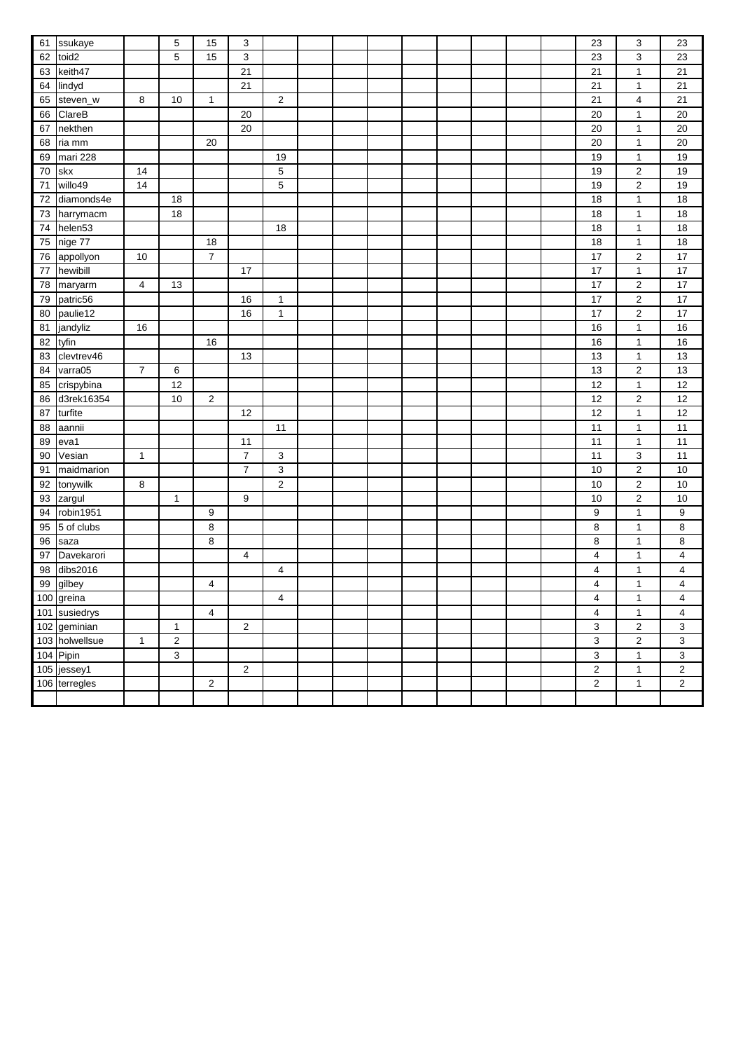| | | | | | | | | | | | | | | | | | |
|---|---|---|---|---|---|---|---|---|---|---|---|---|---|---|---|---|---|
| 61 | ssukaye | | 5 | 15 | 3 | | | | | | | | | | 23 | 3 | 23 |
| 62 | toid2 | | 5 | 15 | 3 | | | | | | | | | | 23 | 3 | 23 |
| 63 | keith47 | | | | 21 | | | | | | | | | | 21 | 1 | 21 |
| 64 | lindyd | | | | 21 | | | | | | | | | | 21 | 1 | 21 |
| 65 | steven_w | 8 | 10 | 1 | | 2 | | | | | | | | | 21 | 4 | 21 |
| 66 | ClareB | | | | 20 | | | | | | | | | | 20 | 1 | 20 |
| 67 | nekthen | | | | 20 | | | | | | | | | | 20 | 1 | 20 |
| 68 | ria mm | | | 20 | | | | | | | | | | | 20 | 1 | 20 |
| 69 | mari 228 | | | | | 19 | | | | | | | | | 19 | 1 | 19 |
| 70 | skx | 14 | | | | 5 | | | | | | | | | 19 | 2 | 19 |
| 71 | willo49 | 14 | | | | 5 | | | | | | | | | 19 | 2 | 19 |
| 72 | diamonds4e | | 18 | | | | | | | | | | | | 18 | 1 | 18 |
| 73 | harrymacm | | 18 | | | | | | | | | | | | 18 | 1 | 18 |
| 74 | helen53 | | | | | 18 | | | | | | | | | 18 | 1 | 18 |
| 75 | nige 77 | | | 18 | | | | | | | | | | | 18 | 1 | 18 |
| 76 | appollyon | 10 | | 7 | | | | | | | | | | | 17 | 2 | 17 |
| 77 | hewibill | | | | 17 | | | | | | | | | | 17 | 1 | 17 |
| 78 | maryarm | 4 | 13 | | | | | | | | | | | | 17 | 2 | 17 |
| 79 | patric56 | | | | 16 | 1 | | | | | | | | | 17 | 2 | 17 |
| 80 | paulie12 | | | | 16 | 1 | | | | | | | | | 17 | 2 | 17 |
| 81 | jandyliz | 16 | | | | | | | | | | | | | 16 | 1 | 16 |
| 82 | tyfin | | | 16 | | | | | | | | | | | 16 | 1 | 16 |
| 83 | clevtrev46 | | | | 13 | | | | | | | | | | 13 | 1 | 13 |
| 84 | varra05 | 7 | 6 | | | | | | | | | | | | 13 | 2 | 13 |
| 85 | crispybina | | 12 | | | | | | | | | | | | 12 | 1 | 12 |
| 86 | d3rek16354 | | 10 | 2 | | | | | | | | | | | 12 | 2 | 12 |
| 87 | turfite | | | | 12 | | | | | | | | | | 12 | 1 | 12 |
| 88 | aannii | | | | | 11 | | | | | | | | | 11 | 1 | 11 |
| 89 | eva1 | | | | 11 | | | | | | | | | | 11 | 1 | 11 |
| 90 | Vesian | 1 | | | 7 | 3 | | | | | | | | | 11 | 3 | 11 |
| 91 | maidmarion | | | | 7 | 3 | | | | | | | | | 10 | 2 | 10 |
| 92 | tonywilk | 8 | | | | 2 | | | | | | | | | 10 | 2 | 10 |
| 93 | zargul | | 1 | | 9 | | | | | | | | | | 10 | 2 | 10 |
| 94 | robin1951 | | | 9 | | | | | | | | | | | 9 | 1 | 9 |
| 95 | 5 of clubs | | | 8 | | | | | | | | | | | 8 | 1 | 8 |
| 96 | saza | | | 8 | | | | | | | | | | | 8 | 1 | 8 |
| 97 | Davekarori | | | | 4 | | | | | | | | | | 4 | 1 | 4 |
| 98 | dibs2016 | | | | | 4 | | | | | | | | | 4 | 1 | 4 |
| 99 | gilbey | | | 4 | | | | | | | | | | | 4 | 1 | 4 |
| 100 | greina | | | | | 4 | | | | | | | | | 4 | 1 | 4 |
| 101 | susiedrys | | | 4 | | | | | | | | | | | 4 | 1 | 4 |
| 102 | geminian | | 1 | | 2 | | | | | | | | | | 3 | 2 | 3 |
| 103 | holwellsue | 1 | 2 | | | | | | | | | | | | 3 | 2 | 3 |
| 104 | Pipin | | 3 | | | | | | | | | | | | 3 | 1 | 3 |
| 105 | jessey1 | | | | 2 | | | | | | | | | | 2 | 1 | 2 |
| 106 | terregles | | | 2 | | | | | | | | | | | 2 | 1 | 2 |
| | | | | | | | | | | | | | | | | | |